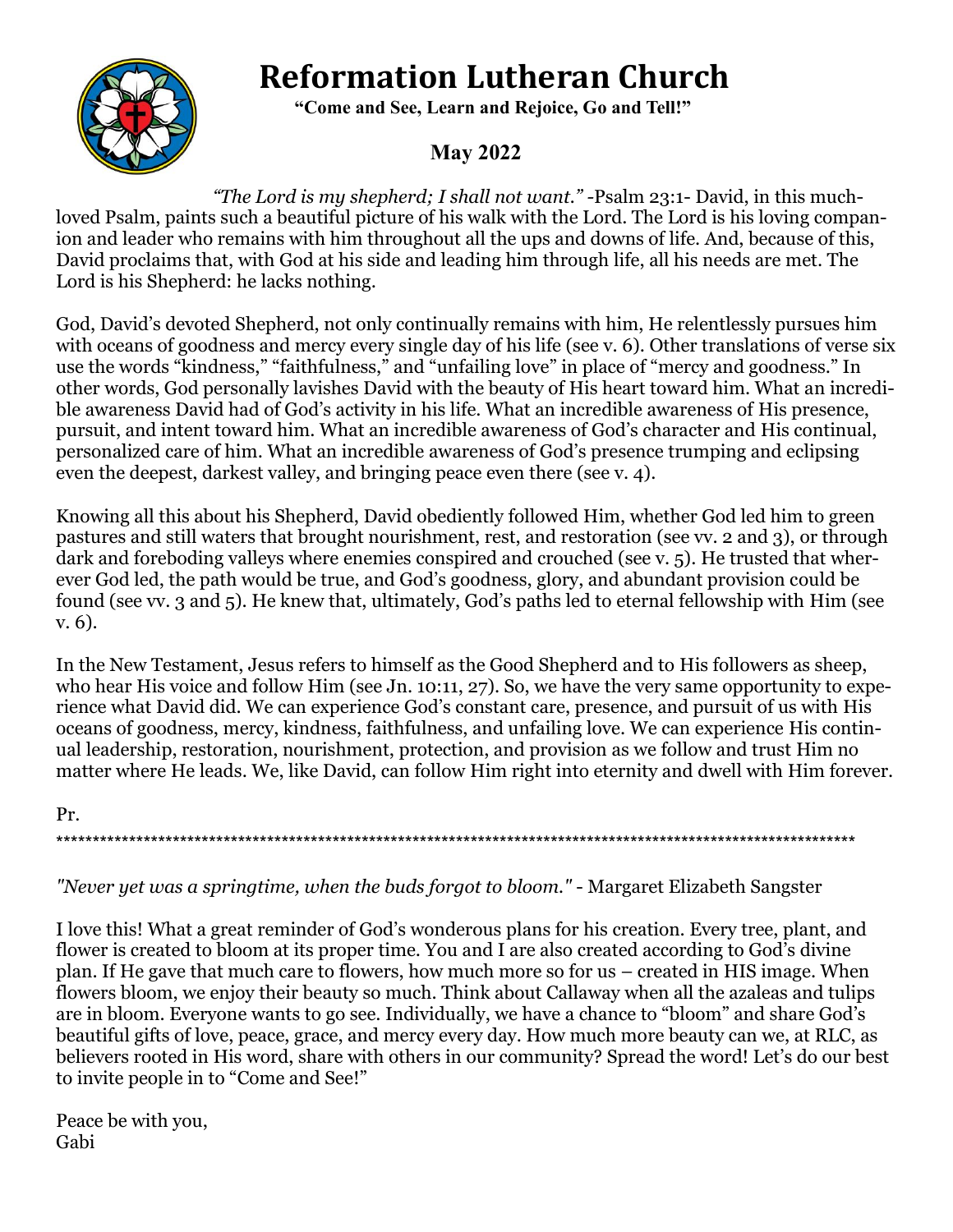# Reformation Lutheran Church

**"Come and See, Learn and Rejoice, Go and Tell!"**

**May 2022**

*"The Lord is my shepherd; I shall not want."* -Psalm 23:1- David, in this much-loved Psalm, paints such a beautiful picture of his walk with the Lord. The Lord is his loving companion and leader who remains with him throughout all the ups and downs of life. And, because of this, David proclaims that, with God at his side and leading him through life, all his needs are met. The Lord is his Shepherd: he lacks nothing.

God, David's devoted Shepherd, not only continually remains with him, He relentlessly pursues him with oceans of goodness and mercy every single day of his life (see v. 6). Other translations of verse six use the words "kindness," "faithfulness," and "unfailing love" in place of "mercy and goodness." In other words, God personally lavishes David with the beauty of His heart toward him. What an incredible awareness David had of God's activity in his life. What an incredible awareness of His presence, pursuit, and intent toward him. What an incredible awareness of God's character and His continual, personalized care of him. What an incredible awareness of God's presence trumping and eclipsing even the deepest, darkest valley, and bringing peace even there (see v. 4).

Knowing all this about his Shepherd, David obediently followed Him, whether God led him to green pastures and still waters that brought nourishment, rest, and restoration (see vv. 2 and 3), or through dark and foreboding valleys where enemies conspired and crouched (see v. 5). He trusted that wherever God led, the path would be true, and God's goodness, glory, and abundant provision could be found (see vv. 3 and 5). He knew that, ultimately, God's paths led to eternal fellowship with Him (see v. 6).

In the New Testament, Jesus refers to himself as the Good Shepherd and to His followers as sheep, who hear His voice and follow Him (see Jn. 10:11, 27). So, we have the very same opportunity to experience what David did. We can experience God's constant care, presence, and pursuit of us with His oceans of goodness, mercy, kindness, faithfulness, and unfailing love. We can experience His continual leadership, restoration, nourishment, protection, and provision as we follow and trust Him no matter where He leads. We, like David, can follow Him right into eternity and dwell with Him forever.

Pr.

***************************************************************************************************************

*"Never yet was a springtime, when the buds forgot to bloom."* - Margaret Elizabeth Sangster

I love this! What a great reminder of God's wonderous plans for his creation. Every tree, plant, and flower is created to bloom at its proper time. You and I are also created according to God's divine plan. If He gave that much care to flowers, how much more so for us – created in HIS image. When flowers bloom, we enjoy their beauty so much. Think about Callaway when all the azaleas and tulips are in bloom. Everyone wants to go see. Individually, we have a chance to "bloom" and share God's beautiful gifts of love, peace, grace, and mercy every day. How much more beauty can we, at RLC, as believers rooted in His word, share with others in our community? Spread the word! Let's do our best to invite people in to "Come and See!"

Peace be with you,
Gabi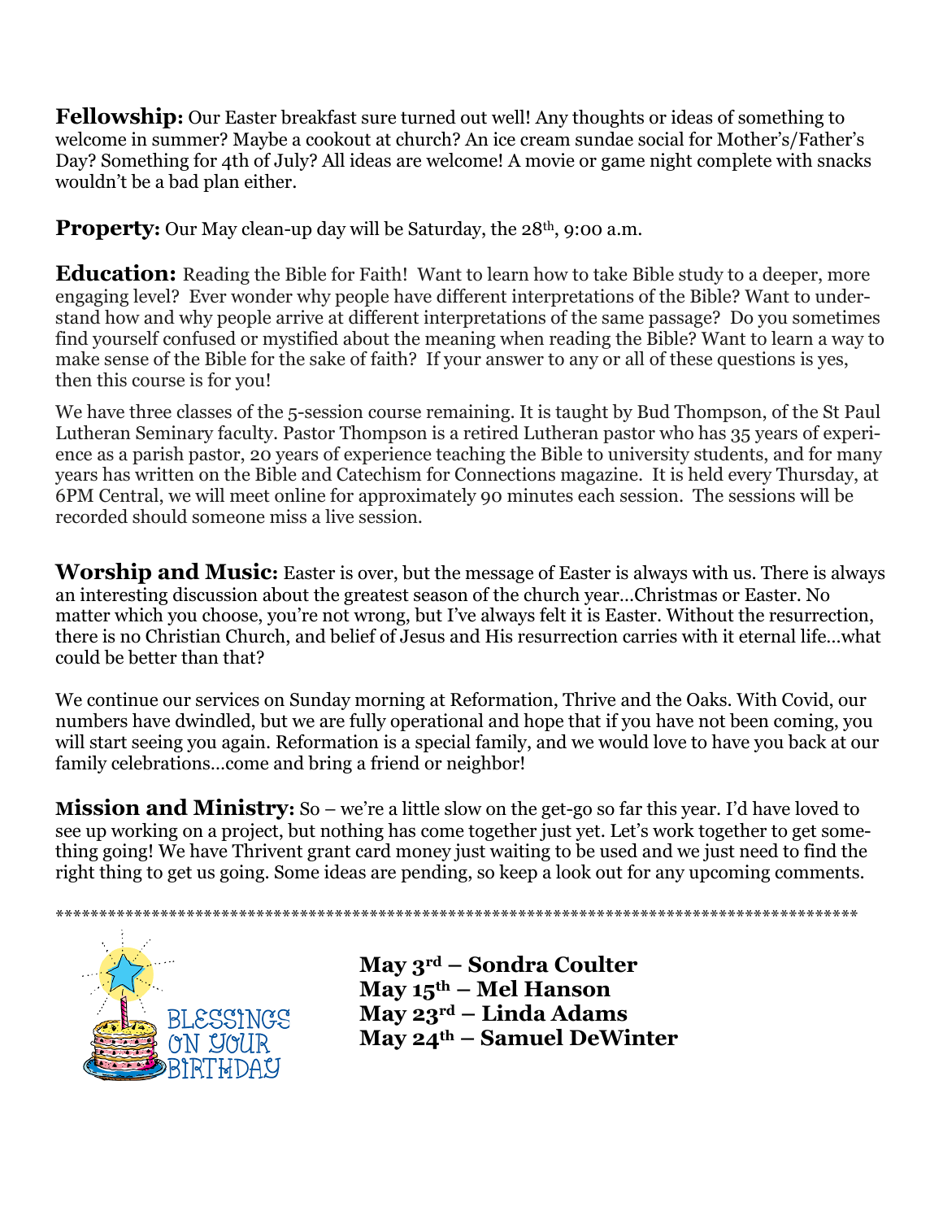**Fellowship:** Our Easter breakfast sure turned out well! Any thoughts or ideas of something to welcome in summer? Maybe a cookout at church? An ice cream sundae social for Mother's/Father's Day? Something for 4th of July? All ideas are welcome! A movie or game night complete with snacks wouldn't be a bad plan either.

**Property:** Our May clean-up day will be Saturday, the 28th, 9:00 a.m.

**Education:** Reading the Bible for Faith! Want to learn how to take Bible study to a deeper, more engaging level? Ever wonder why people have different interpretations of the Bible? Want to understand how and why people arrive at different interpretations of the same passage? Do you sometimes find yourself confused or mystified about the meaning when reading the Bible? Want to learn a way to make sense of the Bible for the sake of faith? If your answer to any or all of these questions is yes, then this course is for you!

We have three classes of the 5-session course remaining. It is taught by Bud Thompson, of the St Paul Lutheran Seminary faculty. Pastor Thompson is a retired Lutheran pastor who has 35 years of experience as a parish pastor, 20 years of experience teaching the Bible to university students, and for many years has written on the Bible and Catechism for Connections magazine. It is held every Thursday, at 6PM Central, we will meet online for approximately 90 minutes each session. The sessions will be recorded should someone miss a live session.

**Worship and Music:** Easter is over, but the message of Easter is always with us. There is always an interesting discussion about the greatest season of the church year…Christmas or Easter. No matter which you choose, you're not wrong, but I've always felt it is Easter. Without the resurrection, there is no Christian Church, and belief of Jesus and His resurrection carries with it eternal life…what could be better than that?

We continue our services on Sunday morning at Reformation, Thrive and the Oaks. With Covid, our numbers have dwindled, but we are fully operational and hope that if you have not been coming, you will start seeing you again. Reformation is a special family, and we would love to have you back at our family celebrations…come and bring a friend or neighbor!

**Mission and Ministry:** So – we're a little slow on the get-go so far this year. I'd have loved to see up working on a project, but nothing has come together just yet. Let's work together to get something going! We have Thrivent grant card money just waiting to be used and we just need to find the right thing to get us going. Some ideas are pending, so keep a look out for any upcoming comments.

*************************************************************************************************

BLESSINGS ON YOUR BIRTHDAY

**May 3rd – Sondra Coulter**
**May 15th – Mel Hanson**
**May 23rd – Linda Adams**
**May 24th – Samuel DeWinter**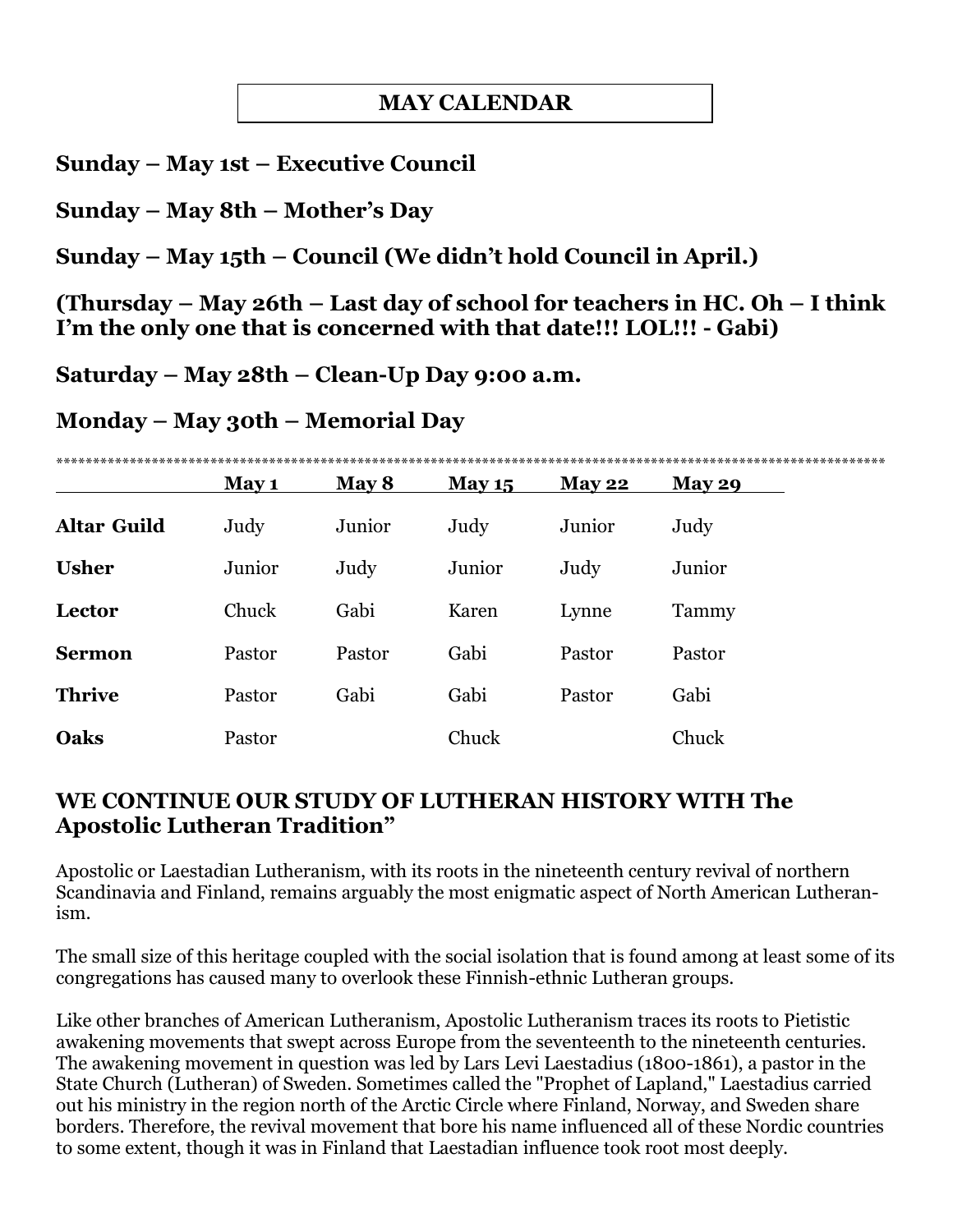# MAY CALENDAR

**Sunday – May 1st – Executive Council**

**Sunday – May 8th – Mother's Day**

**Sunday – May 15th – Council (We didn't hold Council in April.)**

**(Thursday – May 26th – Last day of school for teachers in HC. Oh – I think I'm the only one that is concerned with that date!!! LOL!!! - Gabi)**

**Saturday – May 28th – Clean-Up Day 9:00 a.m.**

**Monday – May 30th – Memorial Day**

*************************************************************************************************************

| | May 1 | May 8 | May 15 | May 22 | May 29 |
|---|---|---|---|---|---|
| **Altar Guild** | Judy | Junior | Judy | Junior | Judy |
| **Usher** | Junior | Judy | Junior | Judy | Junior |
| **Lector** | Chuck | Gabi | Karen | Lynne | Tammy |
| **Sermon** | Pastor | Pastor | Gabi | Pastor | Pastor |
| **Thrive** | Pastor | Gabi | Gabi | Pastor | Gabi |
| **Oaks** | Pastor | | Chuck | | Chuck |

## WE CONTINUE OUR STUDY OF LUTHERAN HISTORY WITH The Apostolic Lutheran Tradition"

Apostolic or Laestadian Lutheranism, with its roots in the nineteenth century revival of northern Scandinavia and Finland, remains arguably the most enigmatic aspect of North American Lutheranism.

The small size of this heritage coupled with the social isolation that is found among at least some of its congregations has caused many to overlook these Finnish-ethnic Lutheran groups.

Like other branches of American Lutheranism, Apostolic Lutheranism traces its roots to Pietistic awakening movements that swept across Europe from the seventeenth to the nineteenth centuries. The awakening movement in question was led by Lars Levi Laestadius (1800-1861), a pastor in the State Church (Lutheran) of Sweden. Sometimes called the "Prophet of Lapland," Laestadius carried out his ministry in the region north of the Arctic Circle where Finland, Norway, and Sweden share borders. Therefore, the revival movement that bore his name influenced all of these Nordic countries to some extent, though it was in Finland that Laestadian influence took root most deeply.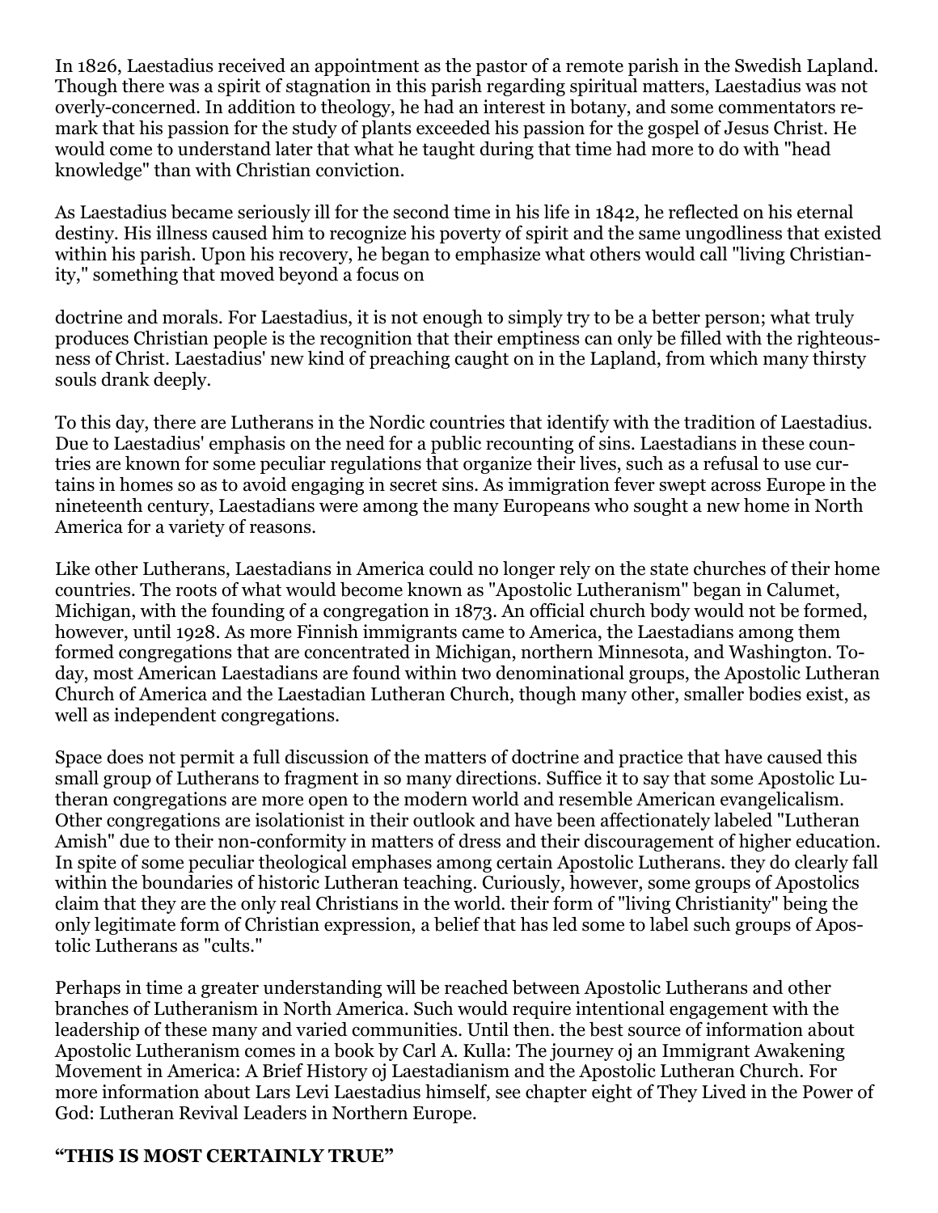In 1826, Laestadius received an appointment as the pastor of a remote parish in the Swedish Lapland. Though there was a spirit of stagnation in this parish regarding spiritual matters, Laestadius was not overly-concerned. In addition to theology, he had an interest in botany, and some commentators remark that his passion for the study of plants exceeded his passion for the gospel of Jesus Christ. He would come to understand later that what he taught during that time had more to do with "head knowledge" than with Christian conviction.

As Laestadius became seriously ill for the second time in his life in 1842, he reflected on his eternal destiny. His illness caused him to recognize his poverty of spirit and the same ungodliness that existed within his parish. Upon his recovery, he began to emphasize what others would call "living Christianity," something that moved beyond a focus on doctrine and morals. For Laestadius, it is not enough to simply try to be a better person; what truly produces Christian people is the recognition that their emptiness can only be filled with the righteousness of Christ. Laestadius' new kind of preaching caught on in the Lapland, from which many thirsty souls drank deeply.

To this day, there are Lutherans in the Nordic countries that identify with the tradition of Laestadius. Due to Laestadius' emphasis on the need for a public recounting of sins. Laestadians in these countries are known for some peculiar regulations that organize their lives, such as a refusal to use curtains in homes so as to avoid engaging in secret sins. As immigration fever swept across Europe in the nineteenth century, Laestadians were among the many Europeans who sought a new home in North America for a variety of reasons.

Like other Lutherans, Laestadians in America could no longer rely on the state churches of their home countries. The roots of what would become known as "Apostolic Lutheranism" began in Calumet, Michigan, with the founding of a congregation in 1873. An official church body would not be formed, however, until 1928. As more Finnish immigrants came to America, the Laestadians among them formed congregations that are concentrated in Michigan, northern Minnesota, and Washington. Today, most American Laestadians are found within two denominational groups, the Apostolic Lutheran Church of America and the Laestadian Lutheran Church, though many other, smaller bodies exist, as well as independent congregations.

Space does not permit a full discussion of the matters of doctrine and practice that have caused this small group of Lutherans to fragment in so many directions. Suffice it to say that some Apostolic Lutheran congregations are more open to the modern world and resemble American evangelicalism. Other congregations are isolationist in their outlook and have been affectionately labeled "Lutheran Amish" due to their non-conformity in matters of dress and their discouragement of higher education. In spite of some peculiar theological emphases among certain Apostolic Lutherans. they do clearly fall within the boundaries of historic Lutheran teaching. Curiously, however, some groups of Apostolics claim that they are the only real Christians in the world. their form of "living Christianity" being the only legitimate form of Christian expression, a belief that has led some to label such groups of Apostolic Lutherans as "cults."

Perhaps in time a greater understanding will be reached between Apostolic Lutherans and other branches of Lutheranism in North America. Such would require intentional engagement with the leadership of these many and varied communities. Until then. the best source of information about Apostolic Lutheranism comes in a book by Carl A. Kulla: The journey oj an Immigrant Awakening Movement in America: A Brief History oj Laestadianism and the Apostolic Lutheran Church. For more information about Lars Levi Laestadius himself, see chapter eight of They Lived in the Power of God: Lutheran Revival Leaders in Northern Europe.

## "THIS IS MOST CERTAINLY TRUE"